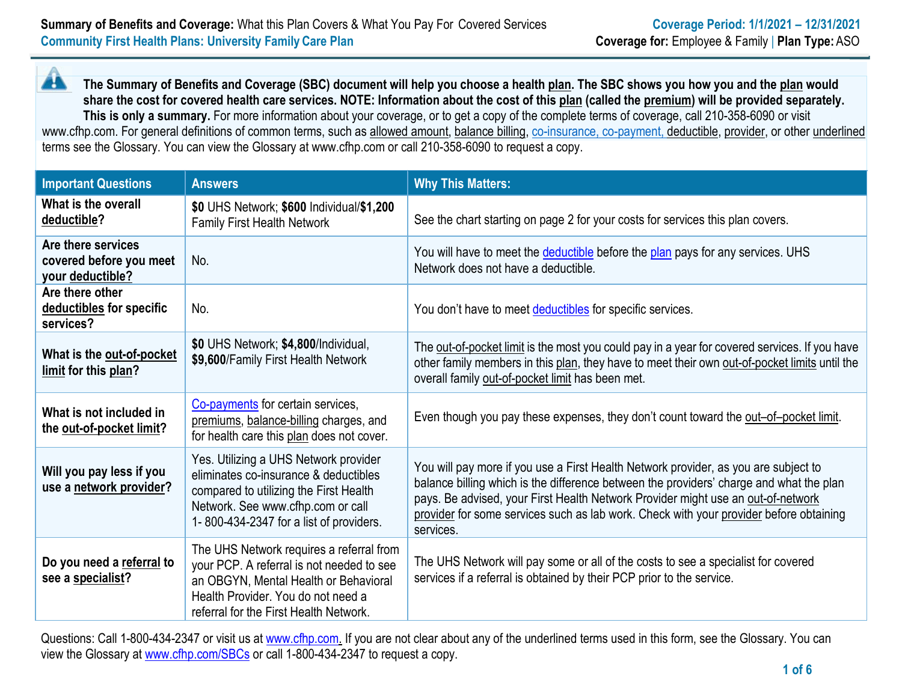**Summary of Benefits and Coverage:** What this Plan Covers & What You Pay For Covered Services
**Community First Health Plans: University Family Care Plan**

**Coverage Period: 1/1/2021 – 12/31/2021**
**Coverage for:** Employee & Family | **Plan Type:** ASO

**The Summary of Benefits and Coverage (SBC) document will help you choose a health plan. The SBC shows you how you and the plan would share the cost for covered health care services. NOTE: Information about the cost of this plan (called the premium) will be provided separately. This is only a summary.** For more information about your coverage, or to get a copy of the complete terms of coverage, call 210-358-6090 or visit www.cfhp.com. For general definitions of common terms, such as allowed amount, balance billing, co-insurance, co-payment, deductible, provider, or other underlined terms see the Glossary. You can view the Glossary at www.cfhp.com or call 210-358-6090 to request a copy.

| Important Questions | Answers | Why This Matters: |
|---|---|---|
| **What is the overall deductible?** | **$0** UHS Network; **$600** Individual/**$1,200** Family First Health Network | See the chart starting on page 2 for your costs for services this plan covers. |
| **Are there services covered before you meet your deductible?** | No. | You will have to meet the deductible before the plan pays for any services. UHS Network does not have a deductible. |
| **Are there other deductibles for specific services?** | No. | You don't have to meet deductibles for specific services. |
| **What is the out-of-pocket limit for this plan?** | **$0** UHS Network; **$4,800**/Individual, **$9,600**/Family First Health Network | The out-of-pocket limit is the most you could pay in a year for covered services. If you have other family members in this plan, they have to meet their own out-of-pocket limits until the overall family out-of-pocket limit has been met. |
| **What is not included in the out-of-pocket limit?** | Co-payments for certain services, premiums, balance-billing charges, and for health care this plan does not cover. | Even though you pay these expenses, they don't count toward the out–of–pocket limit. |
| **Will you pay less if you use a network provider?** | Yes. Utilizing a UHS Network provider eliminates co-insurance & deductibles compared to utilizing the First Health Network. See www.cfhp.com or call 1- 800-434-2347 for a list of providers. | You will pay more if you use a First Health Network provider, as you are subject to balance billing which is the difference between the providers' charge and what the plan pays. Be advised, your First Health Network Provider might use an out-of-network provider for some services such as lab work. Check with your provider before obtaining services. |
| **Do you need a referral to see a specialist?** | The UHS Network requires a referral from your PCP. A referral is not needed to see an OBGYN, Mental Health or Behavioral Health Provider. You do not need a referral for the First Health Network. | The UHS Network will pay some or all of the costs to see a specialist for covered services if a referral is obtained by their PCP prior to the service. |

Questions: Call 1-800-434-2347 or visit us at www.cfhp.com. If you are not clear about any of the underlined terms used in this form, see the Glossary. You can view the Glossary at www.cfhp.com/SBCs or call 1-800-434-2347 to request a copy.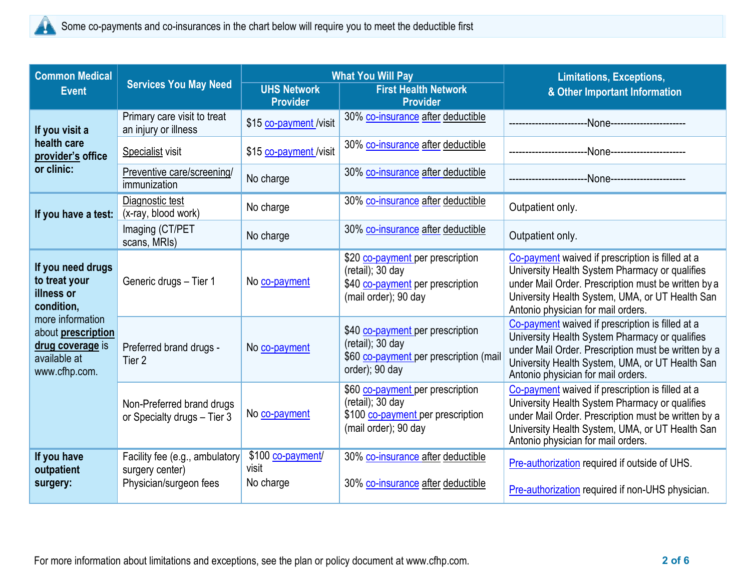Some co-payments and co-insurances in the chart below will require you to meet the deductible first

| Common Medical Event | Services You May Need | What You Will Pay | | Limitations, Exceptions, & Other Important Information |
|---|---|---|---|---|
| | | UHS Network Provider | First Health Network Provider | |
| **If you visit a health care provider's office or clinic:** | Primary care visit to treat an injury or illness | $15 co-payment /visit | 30% co-insurance after deductible | ------------------------None----------------------- |
| | Specialist visit | $15 co-payment /visit | 30% co-insurance after deductible | ------------------------None----------------------- |
| | Preventive care/screening/ immunization | No charge | 30% co-insurance after deductible | ------------------------None----------------------- |
| **If you have a test:** | Diagnostic test (x-ray, blood work) | No charge | 30% co-insurance after deductible | Outpatient only. |
| | Imaging (CT/PET scans, MRIs) | No charge | 30% co-insurance after deductible | Outpatient only. |
| **If you need drugs to treat your illness or condition,** more information about **prescription drug coverage** is available at www.cfhp.com. | Generic drugs – Tier 1 | No co-payment | $20 co-payment per prescription (retail); 30 day<br>$40 co-payment per prescription (mail order); 90 day | Co-payment waived if prescription is filled at a University Health System Pharmacy or qualifies under Mail Order. Prescription must be written by a University Health System, UMA, or UT Health San Antonio physician for mail orders. |
| | Preferred brand drugs - Tier 2 | No co-payment | $40 co-payment per prescription (retail); 30 day<br>$60 co-payment per prescription (mail order); 90 day | Co-payment waived if prescription is filled at a University Health System Pharmacy or qualifies under Mail Order. Prescription must be written by a University Health System, UMA, or UT Health San Antonio physician for mail orders. |
| | Non-Preferred brand drugs or Specialty drugs – Tier 3 | No co-payment | $60 co-payment per prescription (retail); 30 day<br>$100 co-payment per prescription (mail order); 90 day | Co-payment waived if prescription is filled at a University Health System Pharmacy or qualifies under Mail Order. Prescription must be written by a University Health System, UMA, or UT Health San Antonio physician for mail orders. |
| **If you have outpatient surgery:** | Facility fee (e.g., ambulatory surgery center) | $100 co-payment/ visit | 30% co-insurance after deductible | Pre-authorization required if outside of UHS. |
| | Physician/surgeon fees | No charge | 30% co-insurance after deductible | Pre-authorization required if non-UHS physician. |

For more information about limitations and exceptions, see the plan or policy document at www.cfhp.com.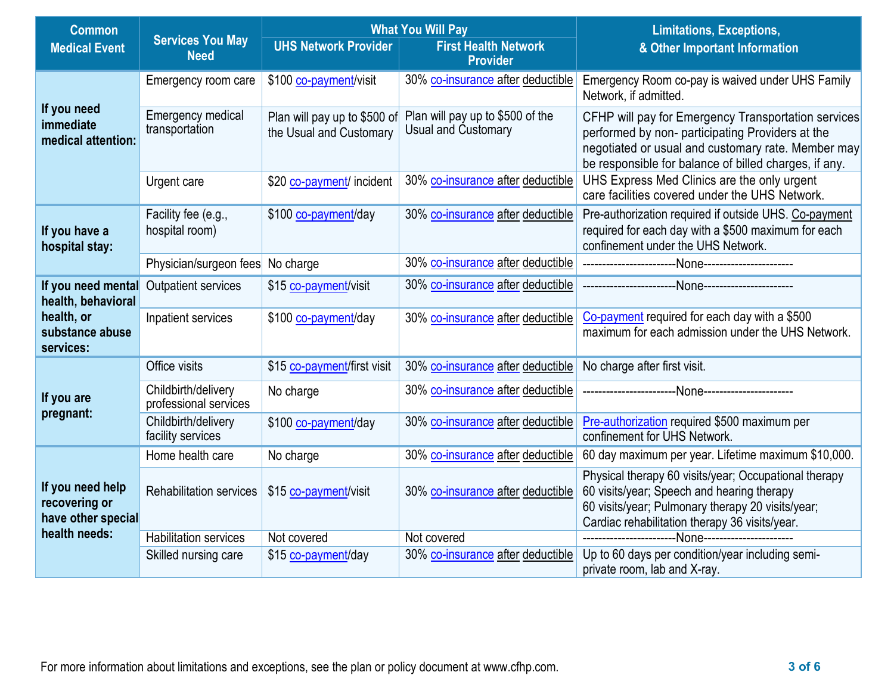| Common Medical Event | Services You May Need | What You Will Pay | | Limitations, Exceptions, & Other Important Information |
|---|---|---|---|---|
| | | UHS Network Provider | First Health Network Provider | |
| **If you need immediate medical attention:** | Emergency room care | $100 co-payment/visit | 30% co-insurance after deductible | Emergency Room co-pay is waived under UHS Family Network, if admitted. |
| | Emergency medical transportation | Plan will pay up to $500 of the Usual and Customary | Plan will pay up to $500 of the Usual and Customary | CFHP will pay for Emergency Transportation services performed by non- participating Providers at the negotiated or usual and customary rate. Member may be responsible for balance of billed charges, if any. |
| | Urgent care | $20 co-payment/ incident | 30% co-insurance after deductible | UHS Express Med Clinics are the only urgent care facilities covered under the UHS Network. |
| **If you have a hospital stay:** | Facility fee (e.g., hospital room) | $100 co-payment/day | 30% co-insurance after deductible | Pre-authorization required if outside UHS. Co-payment required for each day with a $500 maximum for each confinement under the UHS Network. |
| | Physician/surgeon fees | No charge | 30% co-insurance after deductible | -----------------------None---------------------- |
| **If you need mental health, behavioral health, or substance abuse services:** | Outpatient services | $15 co-payment/visit | 30% co-insurance after deductible | -----------------------None---------------------- |
| | Inpatient services | $100 co-payment/day | 30% co-insurance after deductible | Co-payment required for each day with a $500 maximum for each admission under the UHS Network. |
| **If you are pregnant:** | Office visits | $15 co-payment/first visit | 30% co-insurance after deductible | No charge after first visit. |
| | Childbirth/delivery professional services | No charge | 30% co-insurance after deductible | -----------------------None---------------------- |
| | Childbirth/delivery facility services | $100 co-payment/day | 30% co-insurance after deductible | Pre-authorization required $500 maximum per confinement for UHS Network. |
| **If you need help recovering or have other special health needs:** | Home health care | No charge | 30% co-insurance after deductible | 60 day maximum per year. Lifetime maximum $10,000. |
| | Rehabilitation services | $15 co-payment/visit | 30% co-insurance after deductible | Physical therapy 60 visits/year; Occupational therapy 60 visits/year; Speech and hearing therapy 60 visits/year; Pulmonary therapy 20 visits/year; Cardiac rehabilitation therapy 36 visits/year. |
| | Habilitation services | Not covered | Not covered | -----------------------None---------------------- |
| | Skilled nursing care | $15 co-payment/day | 30% co-insurance after deductible | Up to 60 days per condition/year including semi-private room, lab and X-ray. |

For more information about limitations and exceptions, see the plan or policy document at www.cfhp.com.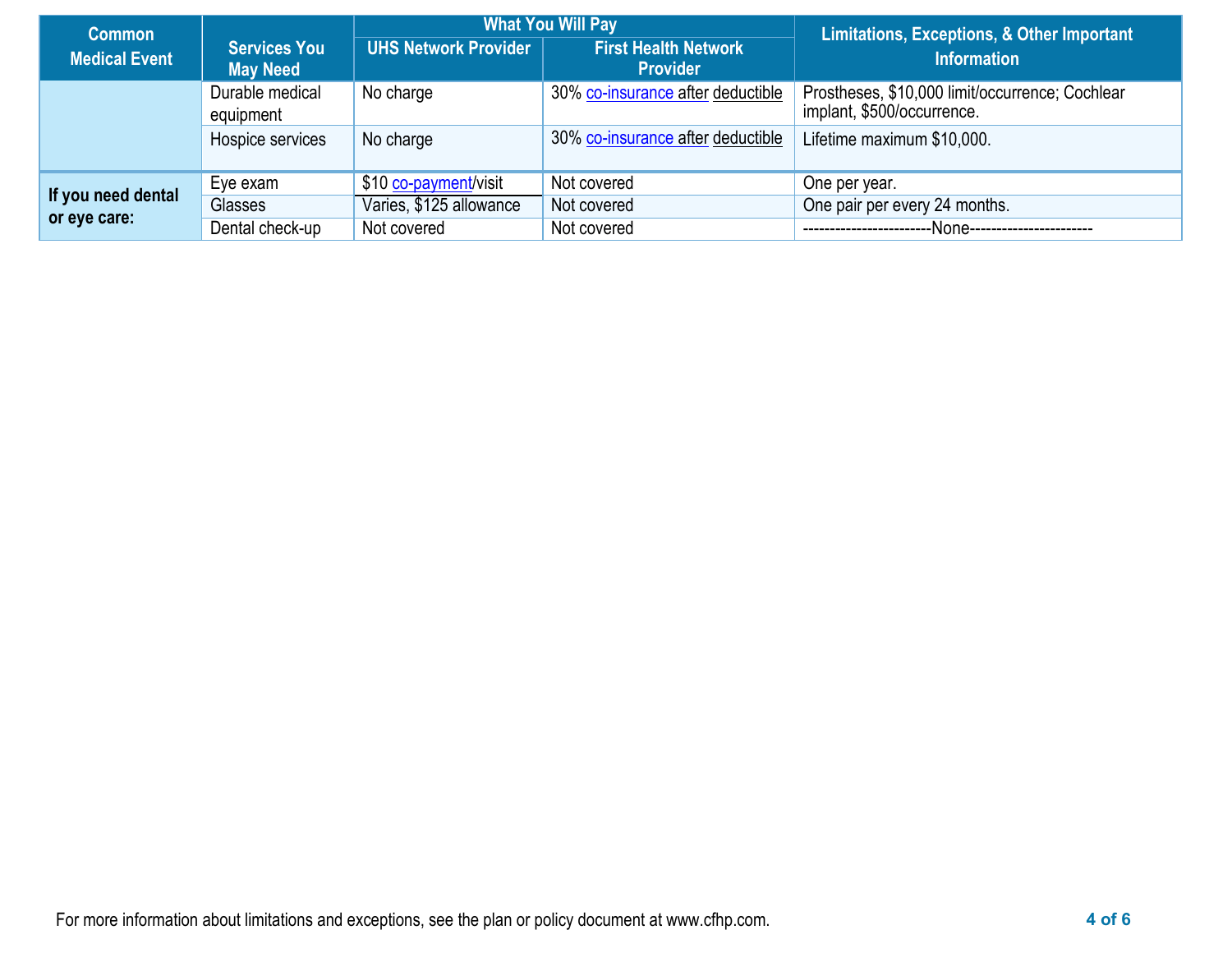| Common Medical Event | Services You May Need | What You Will Pay | | Limitations, Exceptions, & Other Important Information |
|---|---|---|---|---|
| | | UHS Network Provider | First Health Network Provider | |
| | Durable medical equipment | No charge | 30% co-insurance after deductible | Prostheses, $10,000 limit/occurrence; Cochlear implant, $500/occurrence. |
| | Hospice services | No charge | 30% co-insurance after deductible | Lifetime maximum $10,000. |
| **If you need dental or eye care:** | Eye exam | $10 co-payment/visit | Not covered | One per year. |
| | Glasses | Varies, $125 allowance | Not covered | One pair per every 24 months. |
| | Dental check-up | Not covered | Not covered | ------------------------None----------------------- |

For more information about limitations and exceptions, see the plan or policy document at www.cfhp.com.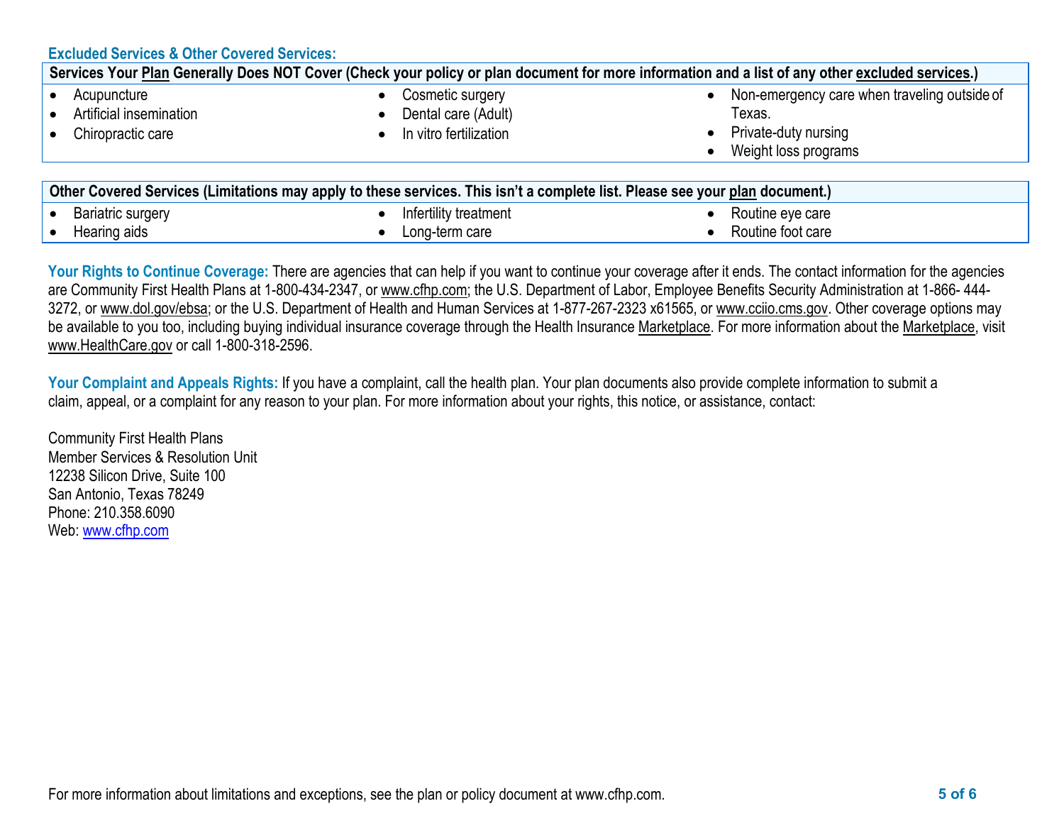### Excluded Services & Other Covered Services:

| Services Your Plan Generally Does NOT Cover (Check your policy or plan document for more information and a list of any other excluded services.) | | |
|---|---|---|
| • Acupuncture<br>• Artificial insemination<br>• Chiropractic care | • Cosmetic surgery<br>• Dental care (Adult)<br>• In vitro fertilization | • Non-emergency care when traveling outside of Texas.<br>• Private-duty nursing<br>• Weight loss programs |

| Other Covered Services (Limitations may apply to these services. This isn't a complete list. Please see your plan document.) | | |
|---|---|---|
| • Bariatric surgery<br>• Hearing aids | • Infertility treatment<br>• Long-term care | • Routine eye care<br>• Routine foot care |

**Your Rights to Continue Coverage:** There are agencies that can help if you want to continue your coverage after it ends. The contact information for the agencies are Community First Health Plans at 1-800-434-2347, or www.cfhp.com; the U.S. Department of Labor, Employee Benefits Security Administration at 1-866- 444-3272, or www.dol.gov/ebsa; or the U.S. Department of Health and Human Services at 1-877-267-2323 x61565, or www.cciio.cms.gov. Other coverage options may be available to you too, including buying individual insurance coverage through the Health Insurance Marketplace. For more information about the Marketplace, visit www.HealthCare.gov or call 1-800-318-2596.

**Your Complaint and Appeals Rights:** If you have a complaint, call the health plan. Your plan documents also provide complete information to submit a claim, appeal, or a complaint for any reason to your plan. For more information about your rights, this notice, or assistance, contact:

Community First Health Plans
Member Services & Resolution Unit
12238 Silicon Drive, Suite 100
San Antonio, Texas 78249
Phone: 210.358.6090
Web: www.cfhp.com

For more information about limitations and exceptions, see the plan or policy document at www.cfhp.com.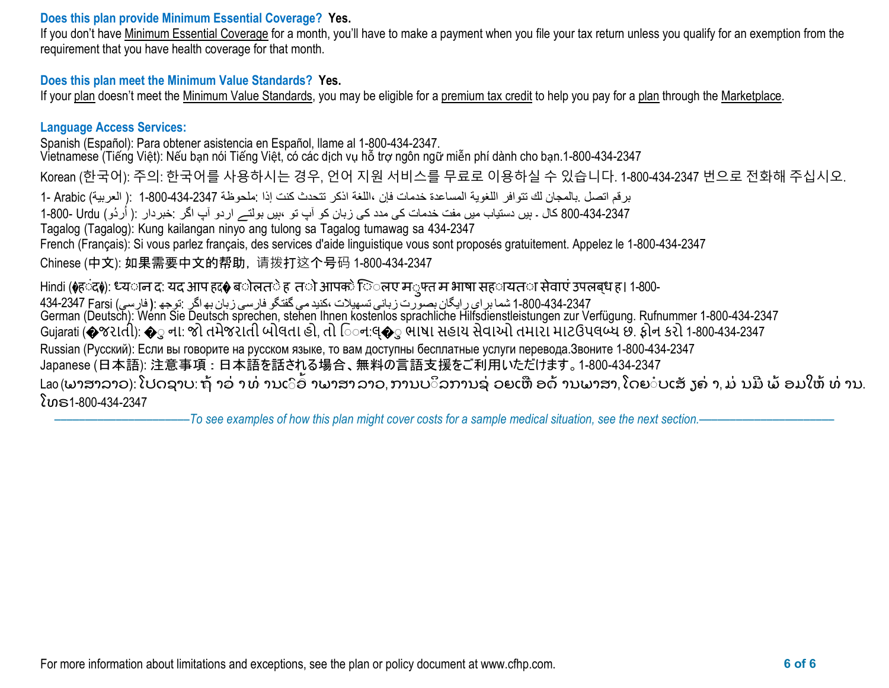### **Does this plan provide Minimum Essential Coverage? Yes.**

If you don't have Minimum Essential Coverage for a month, you'll have to make a payment when you file your tax return unless you qualify for an exemption from the requirement that you have health coverage for that month.

### **Does this plan meet the Minimum Value Standards? Yes.**

If your plan doesn't meet the Minimum Value Standards, you may be eligible for a premium tax credit to help you pay for a plan through the Marketplace.

### **Language Access Services:**

Spanish (Español): Para obtener asistencia en Español, llame al 1-800-434-2347.
Vietnamese (Tiếng Việt): Nếu bạn nói Tiếng Việt, có các dịch vụ hỗ trợ ngôn ngữ miễn phí dành cho bạn.1-800-434-2347
Korean (한국어): 주의: 한국어를 사용하시는 경우, 언어 지원 서비스를 무료로 이용하실 수 있습니다. 1-800-434-2347 번으로 전화해 주십시오.
1- Arabic (العربية ): 1-800-434-2347 ملحوظة: إذا كنت تتحدث اذكر اللغة، فإن خدمات المساعدة اللغوية تتوافر لك بالمجان. اتصل برقم
1-800- Urdu (اُردُو ): خبردار: اگر آپ اردو بولتے ہیں، تو آپ کو زبان کی مدد کی خدمات مفت میں دستیاب ہیں ۔ کال 800-434-2347
Tagalog (Tagalog): Kung kailangan ninyo ang tulong sa Tagalog tumawag sa 434-2347
French (Français): Si vous parlez français, des services d'aide linguistique vous sont proposés gratuitement. Appelez le 1-800-434-2347
Chinese (中文): 如果需要中文的帮助，请拨打这个号码 1-800-434-2347
Hindi (�ह�द�): ध्यान द: यद आप हद� ब ोलत े ह त ो आपक े ि ल ए म ुफ्त म भाषा सह ायत ा सेवाएं उपलब्ध ह। 1-800-434-2347 Farsi (فارسی): توجه: اگر به زبان فارسی گفتگو می کنید، تسهیلات زبانی بصورت رایگان برای شما 1-800-434-2347
German (Deutsch): Wenn Sie Deutsch sprechen, stehen Ihnen kostenlos sprachliche Hilfsdienstleistungen zur Verfügung. Rufnummer 1-800-434-2347
Gujarati (�જરાતી): �ુ ના: જો તમેજરાતી બોલતા હો, તો િ ન:લ્�ુ ભાષા સહાય સેવાઓ તમારા માટઉપલબ્ધ છ. ફોન કરો 1-800-434-2347
Russian (Русский): Если вы говорите на русском языке, то вам доступны бесплатные услуги перевода.Звоните 1-800-434-2347
Japanese (日本語): 注意事項：日本語を話される場合、無料の言語支援をご利用いただけます。1-800-434-2347
Lao (ພາສາລາວ): ໂປດຊາບ: ຖ້ າວ່ າທ່ ານເ ວົ້ າພາສາ ລາວ, ການບ ໍລິການຊ່ ວຍເຫຼື ອດ້ ານພາສາ, ໂດຍ ບໍ່ ເສັ ຽຄ່ າ, ແມ່ ນມີ ພ້ ອມໃຫ້ ທ່ ານ. ໂທຣ1-800-434-2347

*——————————To see examples of how this plan might cover costs for a sample medical situation, see the next section.——————————*

For more information about limitations and exceptions, see the plan or policy document at www.cfhp.com.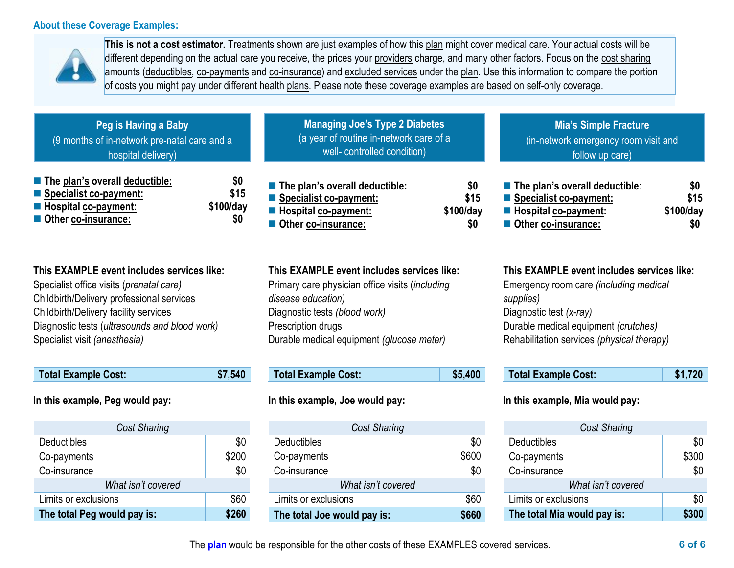## About these Coverage Examples:

**This is not a cost estimator.** Treatments shown are just examples of how this plan might cover medical care. Your actual costs will be different depending on the actual care you receive, the prices your providers charge, and many other factors. Focus on the cost sharing amounts (deductibles, co-payments and co-insurance) and excluded services under the plan. Use this information to compare the portion of costs you might pay under different health plans. Please note these coverage examples are based on self-only coverage.

### Peg is Having a Baby
(9 months of in-network pre-natal care and a hospital delivery)

- **The plan's overall deductible:** $0
- **Specialist co-payment:** $15
- **Hospital co-payment:** $100/day
- **Other co-insurance:** $0

**This EXAMPLE event includes services like:**
Specialist office visits (*prenatal care)*
Childbirth/Delivery professional services
Childbirth/Delivery facility services
Diagnostic tests (*ultrasounds and blood work)*
Specialist visit *(anesthesia)*

| Total Example Cost: | $7,540 |
|---|---|

**In this example, Peg would pay:**

| | |
|---|---|
| *Cost Sharing* | |
| Deductibles | $0 |
| Co-payments | $200 |
| Co-insurance | $0 |
| *What isn't covered* | |
| Limits or exclusions | $60 |
| **The total Peg would pay is:** | **$260** |

### Managing Joe's Type 2 Diabetes
(a year of routine in-network care of a well- controlled condition)

- **The plan's overall deductible:** $0
- **Specialist co-payment:** $15
- **Hospital co-payment:** $100/day
- **Other co-insurance:** $0

**This EXAMPLE event includes services like:**
Primary care physician office visits (*including disease education)*
Diagnostic tests *(blood work)*
Prescription drugs
Durable medical equipment *(glucose meter)*

| Total Example Cost: | $5,400 |
|---|---|

**In this example, Joe would pay:**

| | |
|---|---|
| *Cost Sharing* | |
| Deductibles | $0 |
| Co-payments | $600 |
| Co-insurance | $0 |
| *What isn't covered* | |
| Limits or exclusions | $60 |
| **The total Joe would pay is:** | **$660** |

### Mia's Simple Fracture
(in-network emergency room visit and follow up care)

- **The plan's overall deductible:** $0
- **Specialist co-payment:** $15
- **Hospital co-payment:** $100/day
- **Other co-insurance:** $0

**This EXAMPLE event includes services like:**
Emergency room care *(including medical supplies)*
Diagnostic test *(x-ray)*
Durable medical equipment *(crutches)*
Rehabilitation services *(physical therapy)*

| Total Example Cost: | $1,720 |
|---|---|

**In this example, Mia would pay:**

| | |
|---|---|
| *Cost Sharing* | |
| Deductibles | $0 |
| Co-payments | $300 |
| Co-insurance | $0 |
| *What isn't covered* | |
| Limits or exclusions | $0 |
| **The total Mia would pay is:** | **$300** |

The plan would be responsible for the other costs of these EXAMPLES covered services.